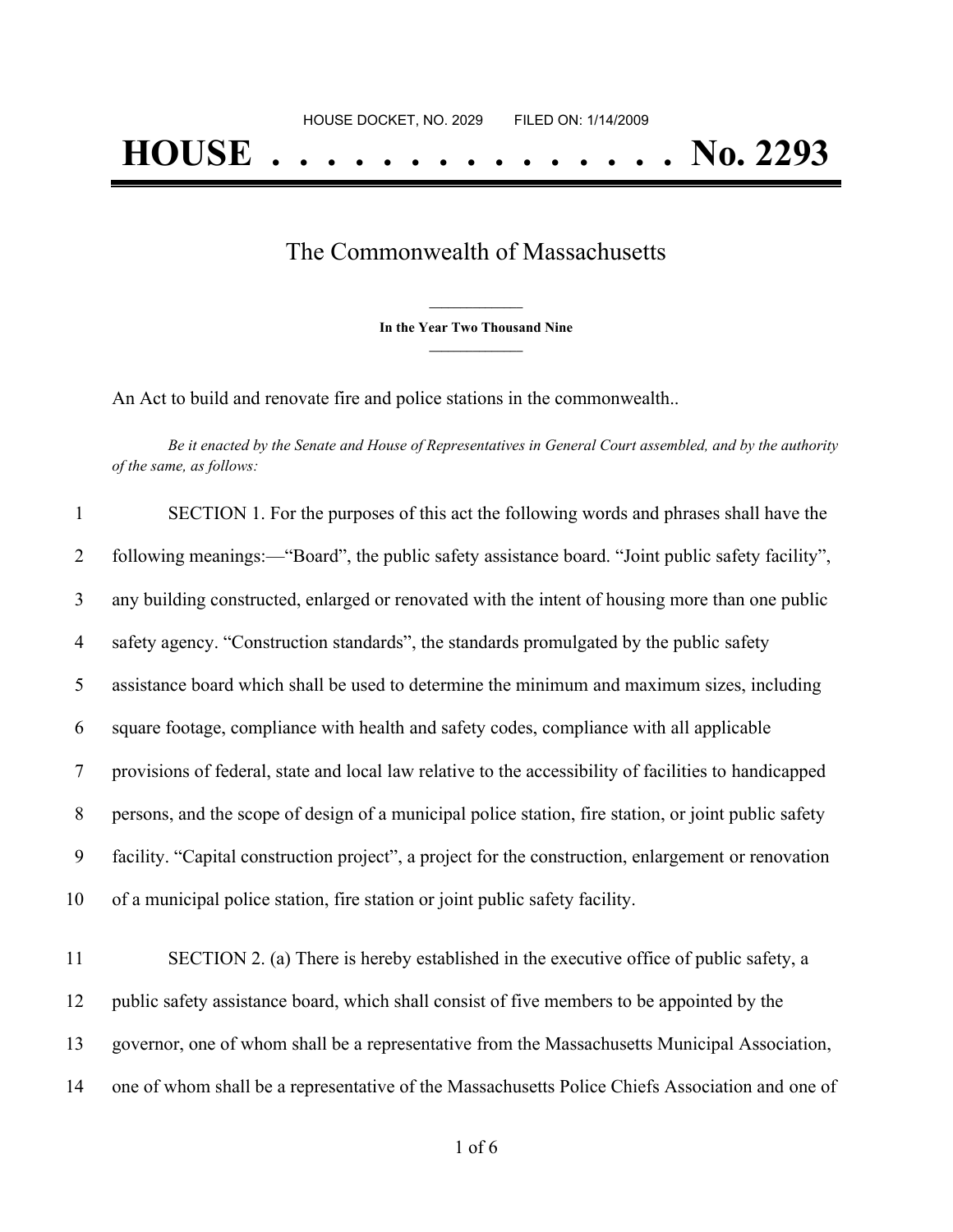HOUSE DOCKET, NO. 2029 FILED ON: 1/14/2009

# HOUSE . . . . . . . . . . . . . . . No. 2293

## The Commonwealth of Massachusetts

**In the Year Two Thousand Nine**

An Act to build and renovate fire and police stations in the commonwealth..

*Be it enacted by the Senate and House of Representatives in General Court assembled, and by the authority of the same, as follows:*

1 SECTION 1. For the purposes of this act the following words and phrases shall have the
2 following meanings:—"Board", the public safety assistance board. "Joint public safety facility",
3 any building constructed, enlarged or renovated with the intent of housing more than one public
4 safety agency. "Construction standards", the standards promulgated by the public safety
5 assistance board which shall be used to determine the minimum and maximum sizes, including
6 square footage, compliance with health and safety codes, compliance with all applicable
7 provisions of federal, state and local law relative to the accessibility of facilities to handicapped
8 persons, and the scope of design of a municipal police station, fire station, or joint public safety
9 facility. "Capital construction project", a project for the construction, enlargement or renovation
10 of a municipal police station, fire station or joint public safety facility.

11 SECTION 2. (a) There is hereby established in the executive office of public safety, a
12 public safety assistance board, which shall consist of five members to be appointed by the
13 governor, one of whom shall be a representative from the Massachusetts Municipal Association,
14 one of whom shall be a representative of the Massachusetts Police Chiefs Association and one of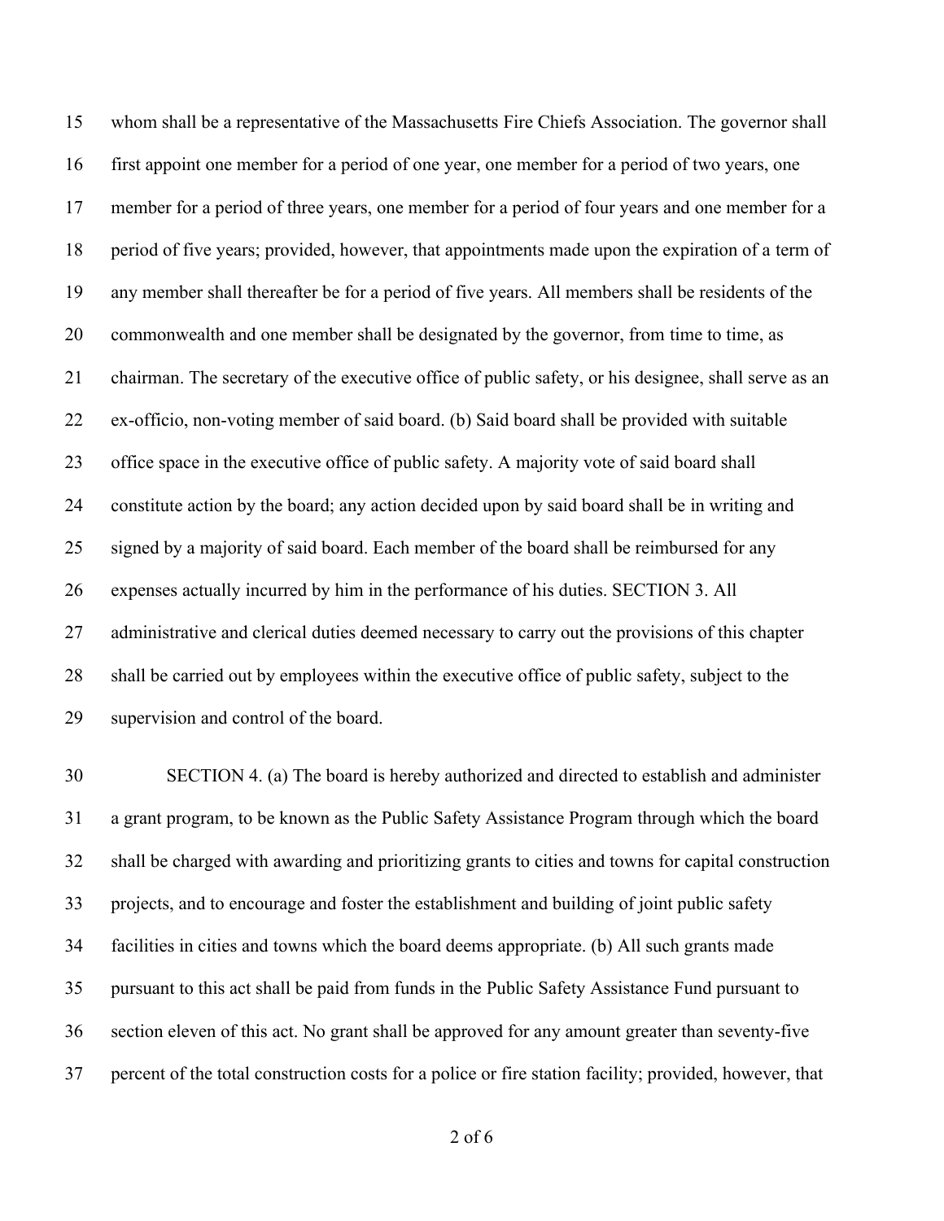whom shall be a representative of the Massachusetts Fire Chiefs Association. The governor shall first appoint one member for a period of one year, one member for a period of two years, one member for a period of three years, one member for a period of four years and one member for a period of five years; provided, however, that appointments made upon the expiration of a term of any member shall thereafter be for a period of five years. All members shall be residents of the commonwealth and one member shall be designated by the governor, from time to time, as chairman. The secretary of the executive office of public safety, or his designee, shall serve as an ex-officio, non-voting member of said board. (b) Said board shall be provided with suitable office space in the executive office of public safety. A majority vote of said board shall constitute action by the board; any action decided upon by said board shall be in writing and signed by a majority of said board. Each member of the board shall be reimbursed for any expenses actually incurred by him in the performance of his duties. SECTION 3. All administrative and clerical duties deemed necessary to carry out the provisions of this chapter shall be carried out by employees within the executive office of public safety, subject to the supervision and control of the board.

SECTION 4. (a) The board is hereby authorized and directed to establish and administer a grant program, to be known as the Public Safety Assistance Program through which the board shall be charged with awarding and prioritizing grants to cities and towns for capital construction projects, and to encourage and foster the establishment and building of joint public safety facilities in cities and towns which the board deems appropriate. (b) All such grants made pursuant to this act shall be paid from funds in the Public Safety Assistance Fund pursuant to section eleven of this act. No grant shall be approved for any amount greater than seventy-five percent of the total construction costs for a police or fire station facility; provided, however, that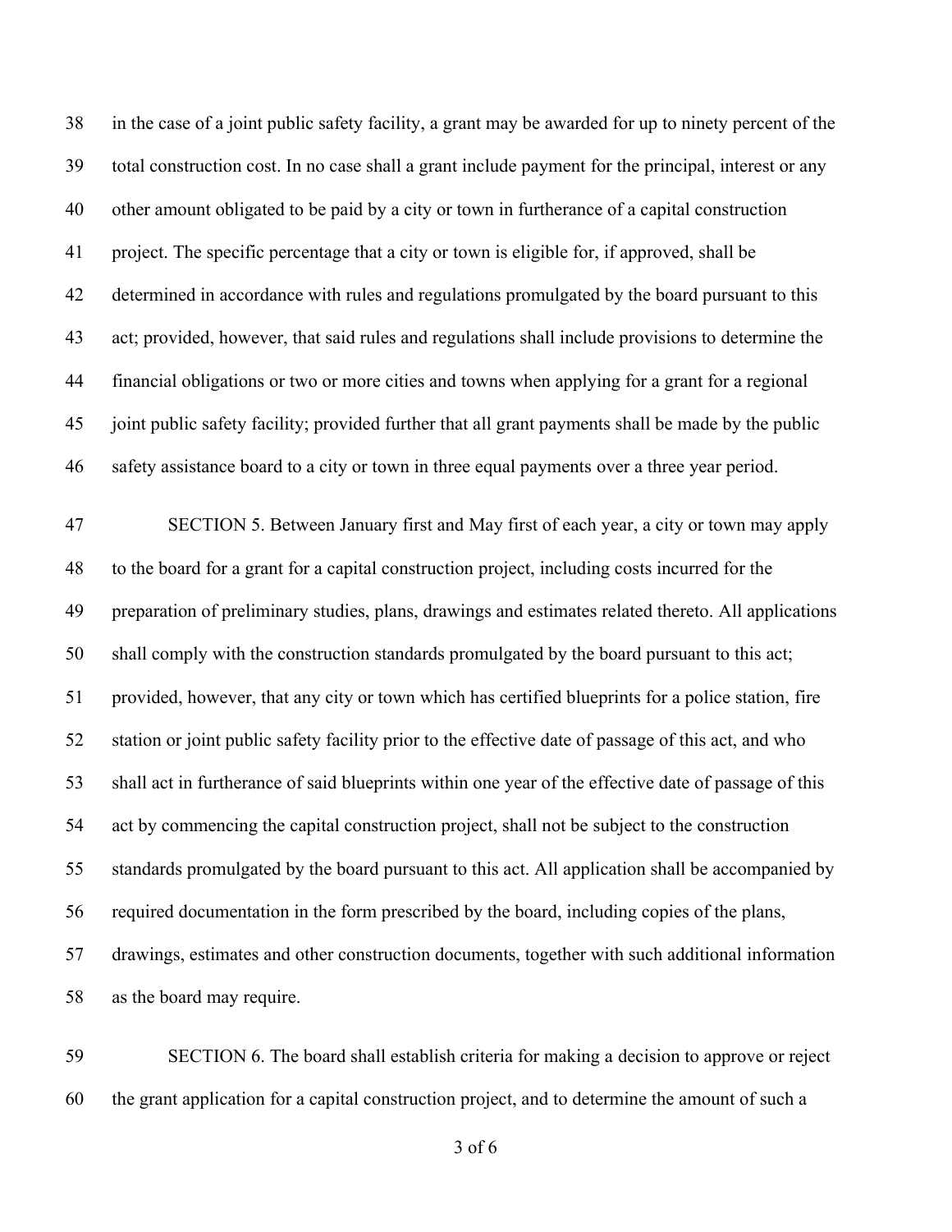in the case of a joint public safety facility, a grant may be awarded for up to ninety percent of the total construction cost. In no case shall a grant include payment for the principal, interest or any other amount obligated to be paid by a city or town in furtherance of a capital construction project. The specific percentage that a city or town is eligible for, if approved, shall be determined in accordance with rules and regulations promulgated by the board pursuant to this act; provided, however, that said rules and regulations shall include provisions to determine the financial obligations or two or more cities and towns when applying for a grant for a regional joint public safety facility; provided further that all grant payments shall be made by the public safety assistance board to a city or town in three equal payments over a three year period.

SECTION 5. Between January first and May first of each year, a city or town may apply to the board for a grant for a capital construction project, including costs incurred for the preparation of preliminary studies, plans, drawings and estimates related thereto. All applications shall comply with the construction standards promulgated by the board pursuant to this act; provided, however, that any city or town which has certified blueprints for a police station, fire station or joint public safety facility prior to the effective date of passage of this act, and who shall act in furtherance of said blueprints within one year of the effective date of passage of this act by commencing the capital construction project, shall not be subject to the construction standards promulgated by the board pursuant to this act. All application shall be accompanied by required documentation in the form prescribed by the board, including copies of the plans, drawings, estimates and other construction documents, together with such additional information as the board may require.

SECTION 6. The board shall establish criteria for making a decision to approve or reject the grant application for a capital construction project, and to determine the amount of such a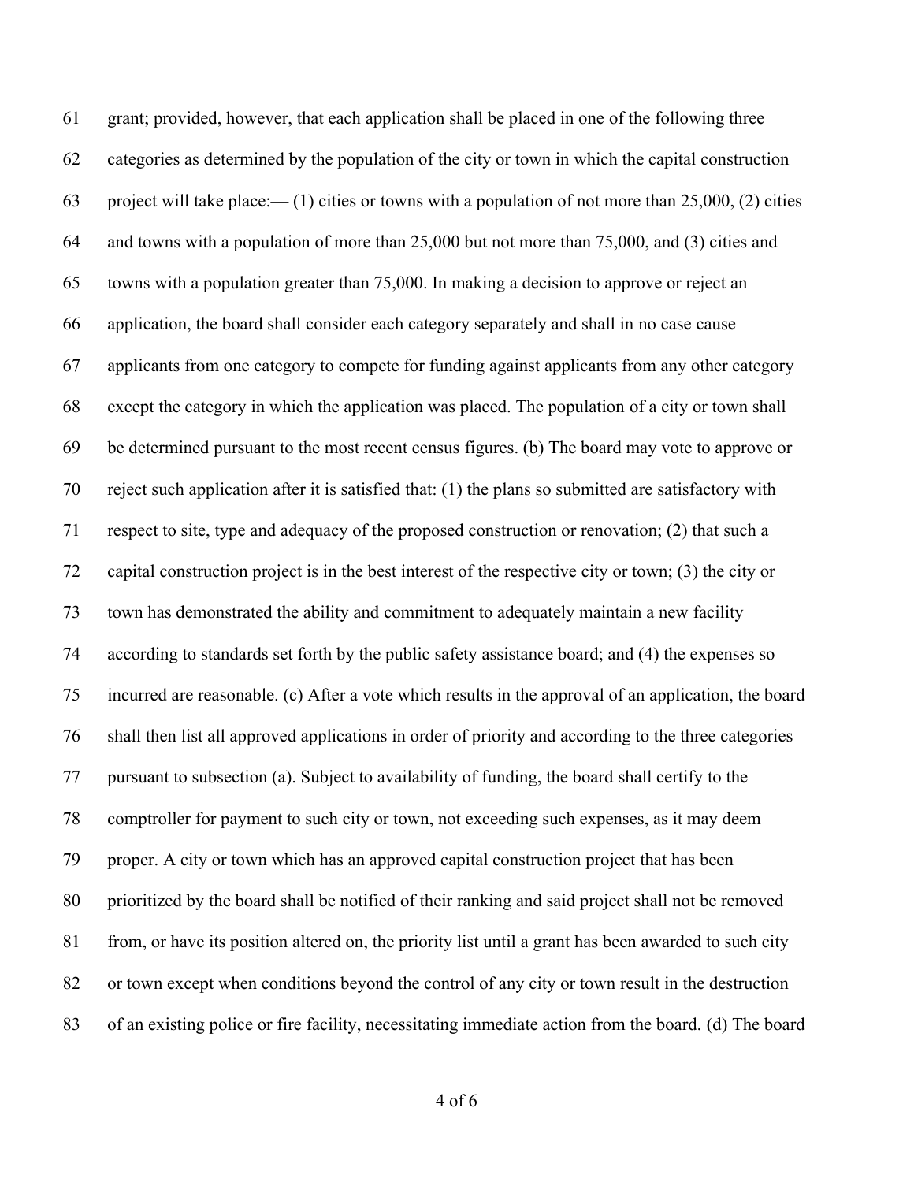grant; provided, however, that each application shall be placed in one of the following three categories as determined by the population of the city or town in which the capital construction project will take place:— (1) cities or towns with a population of not more than 25,000, (2) cities and towns with a population of more than 25,000 but not more than 75,000, and (3) cities and towns with a population greater than 75,000. In making a decision to approve or reject an application, the board shall consider each category separately and shall in no case cause applicants from one category to compete for funding against applicants from any other category except the category in which the application was placed. The population of a city or town shall be determined pursuant to the most recent census figures. (b) The board may vote to approve or reject such application after it is satisfied that: (1) the plans so submitted are satisfactory with respect to site, type and adequacy of the proposed construction or renovation; (2) that such a capital construction project is in the best interest of the respective city or town; (3) the city or town has demonstrated the ability and commitment to adequately maintain a new facility according to standards set forth by the public safety assistance board; and (4) the expenses so incurred are reasonable. (c) After a vote which results in the approval of an application, the board shall then list all approved applications in order of priority and according to the three categories pursuant to subsection (a). Subject to availability of funding, the board shall certify to the comptroller for payment to such city or town, not exceeding such expenses, as it may deem proper. A city or town which has an approved capital construction project that has been prioritized by the board shall be notified of their ranking and said project shall not be removed from, or have its position altered on, the priority list until a grant has been awarded to such city or town except when conditions beyond the control of any city or town result in the destruction of an existing police or fire facility, necessitating immediate action from the board. (d) The board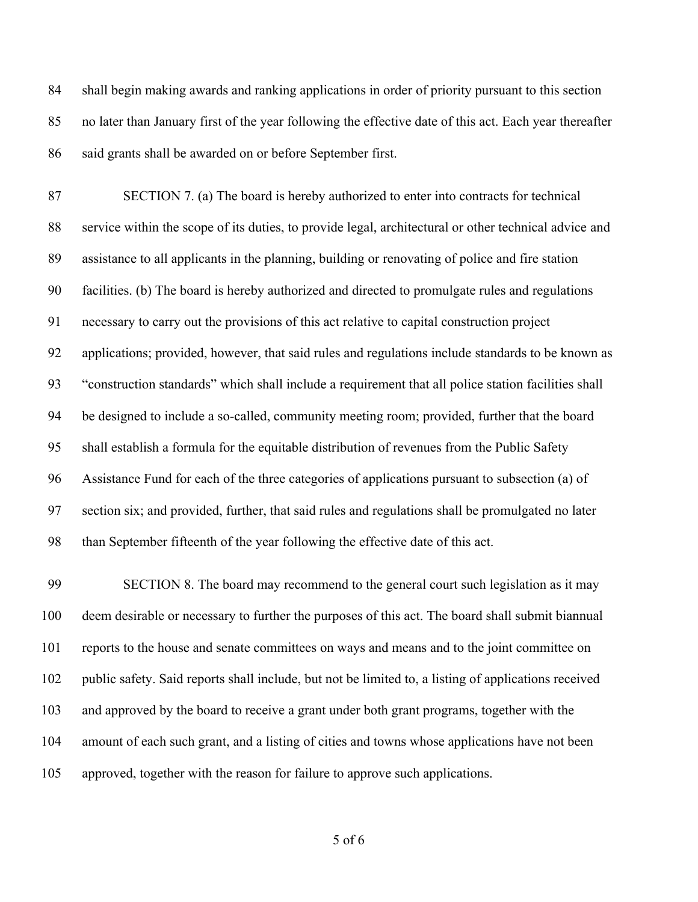shall begin making awards and ranking applications in order of priority pursuant to this section no later than January first of the year following the effective date of this act. Each year thereafter said grants shall be awarded on or before September first.

SECTION 7. (a) The board is hereby authorized to enter into contracts for technical service within the scope of its duties, to provide legal, architectural or other technical advice and assistance to all applicants in the planning, building or renovating of police and fire station facilities. (b) The board is hereby authorized and directed to promulgate rules and regulations necessary to carry out the provisions of this act relative to capital construction project applications; provided, however, that said rules and regulations include standards to be known as "construction standards" which shall include a requirement that all police station facilities shall be designed to include a so-called, community meeting room; provided, further that the board shall establish a formula for the equitable distribution of revenues from the Public Safety Assistance Fund for each of the three categories of applications pursuant to subsection (a) of section six; and provided, further, that said rules and regulations shall be promulgated no later than September fifteenth of the year following the effective date of this act.

SECTION 8. The board may recommend to the general court such legislation as it may deem desirable or necessary to further the purposes of this act. The board shall submit biannual reports to the house and senate committees on ways and means and to the joint committee on public safety. Said reports shall include, but not be limited to, a listing of applications received and approved by the board to receive a grant under both grant programs, together with the amount of each such grant, and a listing of cities and towns whose applications have not been approved, together with the reason for failure to approve such applications.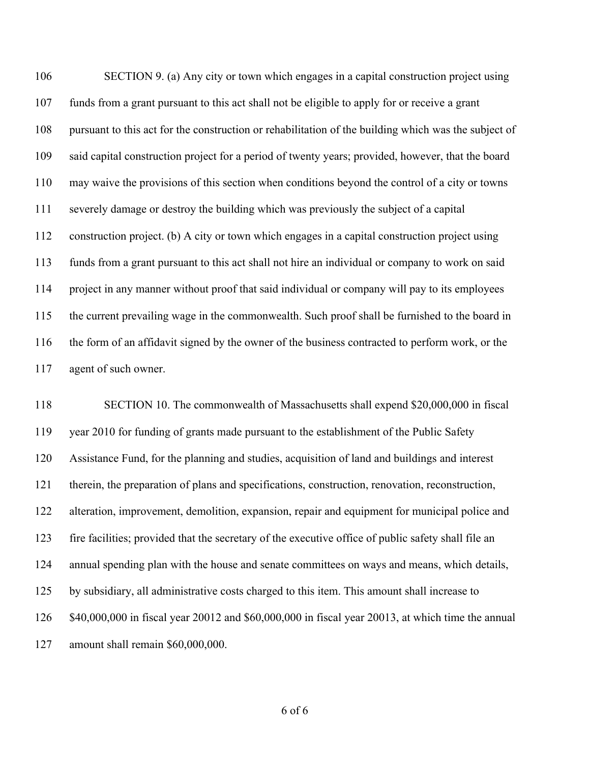SECTION 9. (a) Any city or town which engages in a capital construction project using funds from a grant pursuant to this act shall not be eligible to apply for or receive a grant pursuant to this act for the construction or rehabilitation of the building which was the subject of said capital construction project for a period of twenty years; provided, however, that the board may waive the provisions of this section when conditions beyond the control of a city or towns severely damage or destroy the building which was previously the subject of a capital construction project. (b) A city or town which engages in a capital construction project using funds from a grant pursuant to this act shall not hire an individual or company to work on said project in any manner without proof that said individual or company will pay to its employees the current prevailing wage in the commonwealth. Such proof shall be furnished to the board in the form of an affidavit signed by the owner of the business contracted to perform work, or the agent of such owner.

SECTION 10. The commonwealth of Massachusetts shall expend $20,000,000 in fiscal year 2010 for funding of grants made pursuant to the establishment of the Public Safety Assistance Fund, for the planning and studies, acquisition of land and buildings and interest therein, the preparation of plans and specifications, construction, renovation, reconstruction, alteration, improvement, demolition, expansion, repair and equipment for municipal police and fire facilities; provided that the secretary of the executive office of public safety shall file an annual spending plan with the house and senate committees on ways and means, which details, by subsidiary, all administrative costs charged to this item. This amount shall increase to $40,000,000 in fiscal year 20012 and $60,000,000 in fiscal year 20013, at which time the annual amount shall remain $60,000,000.